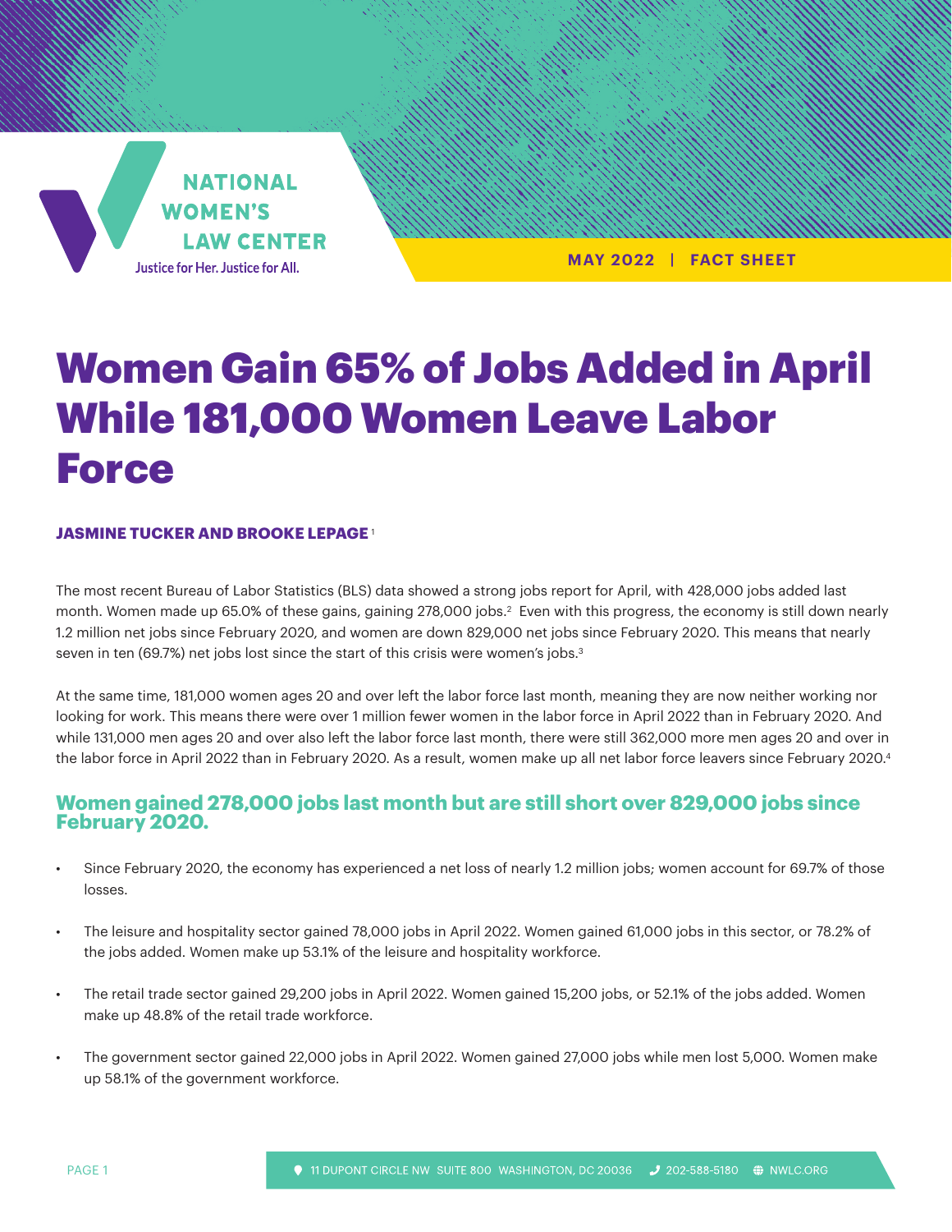NATIONAL WOMEN'S LAW CENTER

Justice for Her. Justice for All.

MAY 2022 | FACT SHEET

# Women Gain 65% of Jobs Added in April While 181,000 Women Leave Labor Force

**JASMINE TUCKER AND BROOKE LEPAGE** [1]

The most recent Bureau of Labor Statistics (BLS) data showed a strong jobs report for April, with 428,000 jobs added last month. Women made up 65.0% of these gains, gaining 278,000 jobs.[2] Even with this progress, the economy is still down nearly 1.2 million net jobs since February 2020, and women are down 829,000 net jobs since February 2020. This means that nearly seven in ten (69.7%) net jobs lost since the start of this crisis were women's jobs.[3]

At the same time, 181,000 women ages 20 and over left the labor force last month, meaning they are now neither working nor looking for work. This means there were over 1 million fewer women in the labor force in April 2022 than in February 2020. And while 131,000 men ages 20 and over also left the labor force last month, there were still 362,000 more men ages 20 and over in the labor force in April 2022 than in February 2020. As a result, women make up all net labor force leavers since February 2020.[4]

## Women gained 278,000 jobs last month but are still short over 829,000 jobs since February 2020.

- Since February 2020, the economy has experienced a net loss of nearly 1.2 million jobs; women account for 69.7% of those losses.
- The leisure and hospitality sector gained 78,000 jobs in April 2022. Women gained 61,000 jobs in this sector, or 78.2% of the jobs added. Women make up 53.1% of the leisure and hospitality workforce.
- The retail trade sector gained 29,200 jobs in April 2022. Women gained 15,200 jobs, or 52.1% of the jobs added. Women make up 48.8% of the retail trade workforce.
- The government sector gained 22,000 jobs in April 2022. Women gained 27,000 jobs while men lost 5,000. Women make up 58.1% of the government workforce.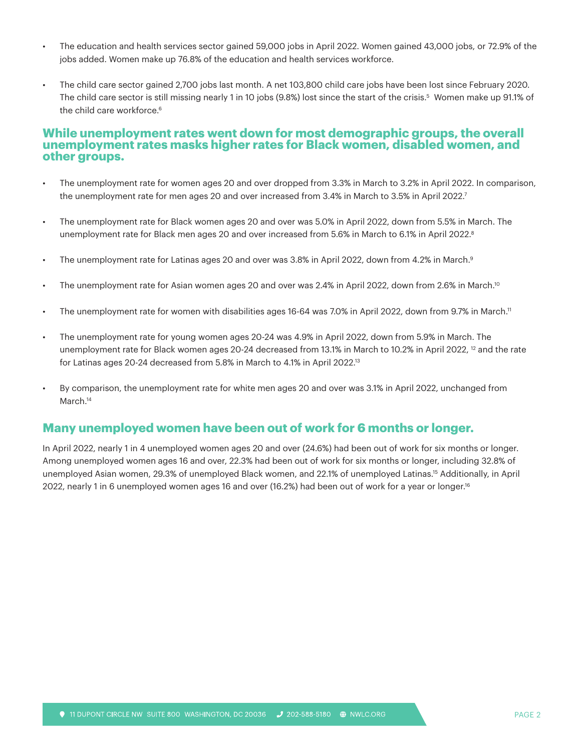- The education and health services sector gained 59,000 jobs in April 2022. Women gained 43,000 jobs, or 72.9% of the jobs added. Women make up 76.8% of the education and health services workforce.

- The child care sector gained 2,700 jobs last month. A net 103,800 child care jobs have been lost since February 2020. The child care sector is still missing nearly 1 in 10 jobs (9.8%) lost since the start of the crisis.[5] Women make up 91.1% of the child care workforce.[6]

## While unemployment rates went down for most demographic groups, the overall unemployment rates masks higher rates for Black women, disabled women, and other groups.

- The unemployment rate for women ages 20 and over dropped from 3.3% in March to 3.2% in April 2022. In comparison, the unemployment rate for men ages 20 and over increased from 3.4% in March to 3.5% in April 2022.[7]

- The unemployment rate for Black women ages 20 and over was 5.0% in April 2022, down from 5.5% in March. The unemployment rate for Black men ages 20 and over increased from 5.6% in March to 6.1% in April 2022.[8]

- The unemployment rate for Latinas ages 20 and over was 3.8% in April 2022, down from 4.2% in March.[9]

- The unemployment rate for Asian women ages 20 and over was 2.4% in April 2022, down from 2.6% in March.[10]

- The unemployment rate for women with disabilities ages 16-64 was 7.0% in April 2022, down from 9.7% in March.[11]

- The unemployment rate for young women ages 20-24 was 4.9% in April 2022, down from 5.9% in March. The unemployment rate for Black women ages 20-24 decreased from 13.1% in March to 10.2% in April 2022, [12] and the rate for Latinas ages 20-24 decreased from 5.8% in March to 4.1% in April 2022.[13]

- By comparison, the unemployment rate for white men ages 20 and over was 3.1% in April 2022, unchanged from March.[14]

## Many unemployed women have been out of work for 6 months or longer.

In April 2022, nearly 1 in 4 unemployed women ages 20 and over (24.6%) had been out of work for six months or longer. Among unemployed women ages 16 and over, 22.3% had been out of work for six months or longer, including 32.8% of unemployed Asian women, 29.3% of unemployed Black women, and 22.1% of unemployed Latinas.[15] Additionally, in April 2022, nearly 1 in 6 unemployed women ages 16 and over (16.2%) had been out of work for a year or longer.[16]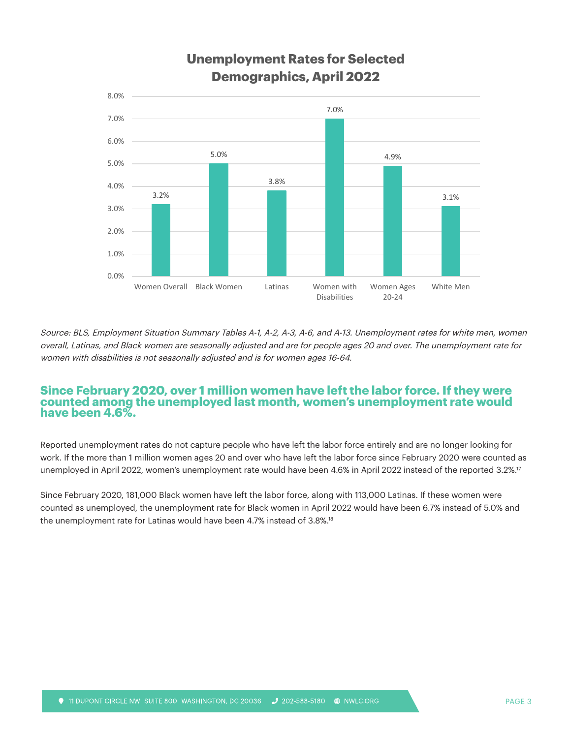## Unemployment Rates for Selected Demographics, April 2022

| Demographic | Unemployment Rate |
|---|---|
| Women Overall | 3.2% |
| Black Women | 5.0% |
| Latinas | 3.8% |
| Women with Disabilities | 7.0% |
| Women Ages 20-24 | 4.9% |
| White Men | 3.1% |

*Source: BLS, Employment Situation Summary Tables A-1, A-2, A-3, A-6, and A-13. Unemployment rates for white men, women overall, Latinas, and Black women are seasonally adjusted and are for people ages 20 and over. The unemployment rate for women with disabilities is not seasonally adjusted and is for women ages 16-64.*

## Since February 2020, over 1 million women have left the labor force. If they were counted among the unemployed last month, women's unemployment rate would have been 4.6%.

Reported unemployment rates do not capture people who have left the labor force entirely and are no longer looking for work. If the more than 1 million women ages 20 and over who have left the labor force since February 2020 were counted as unemployed in April 2022, women's unemployment rate would have been 4.6% in April 2022 instead of the reported 3.2%.[17]

Since February 2020, 181,000 Black women have left the labor force, along with 113,000 Latinas. If these women were counted as unemployed, the unemployment rate for Black women in April 2022 would have been 6.7% instead of 5.0% and the unemployment rate for Latinas would have been 4.7% instead of 3.8%.[18]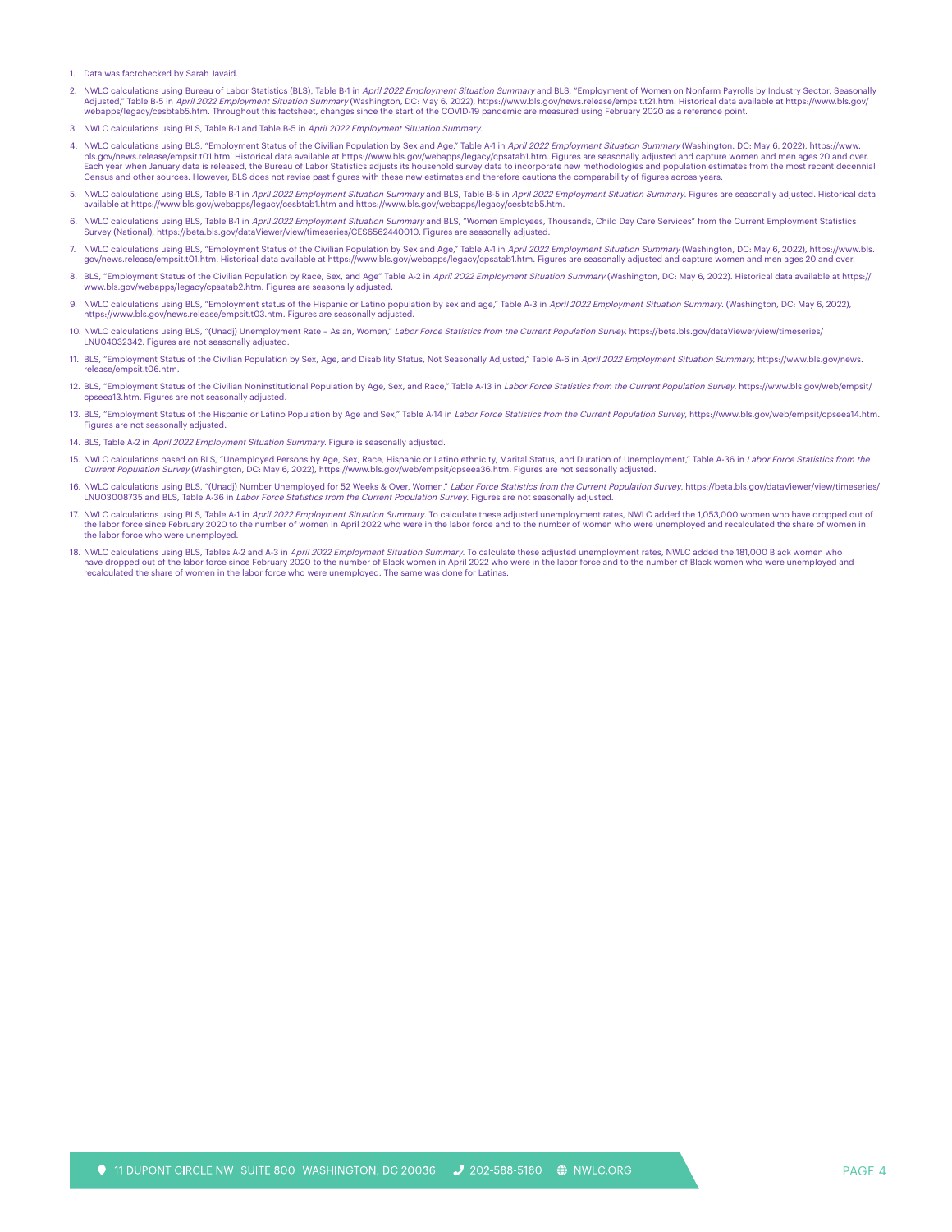1. Data was factchecked by Sarah Javaid.

2. NWLC calculations using Bureau of Labor Statistics (BLS), Table B-1 in *April 2022 Employment Situation Summary* and BLS, "Employment of Women on Nonfarm Payrolls by Industry Sector, Seasonally Adjusted," Table B-5 in *April 2022 Employment Situation Summary* (Washington, DC: May 6, 2022), https://www.bls.gov/news.release/empsit.t21.htm. Historical data available at https://www.bls.gov/webapps/legacy/cesbtab5.htm. Throughout this factsheet, changes since the start of the COVID-19 pandemic are measured using February 2020 as a reference point.

3. NWLC calculations using BLS, Table B-1 and Table B-5 in *April 2022 Employment Situation Summary.*

4. NWLC calculations using BLS, "Employment Status of the Civilian Population by Sex and Age," Table A-1 in *April 2022 Employment Situation Summary* (Washington, DC: May 6, 2022), https://www.bls.gov/news.release/empsit.t01.htm. Historical data available at https://www.bls.gov/webapps/legacy/cpsatab1.htm. Figures are seasonally adjusted and capture women and men ages 20 and over. Each year when January data is released, the Bureau of Labor Statistics adjusts its household survey data to incorporate new methodologies and population estimates from the most recent decennial Census and other sources. However, BLS does not revise past figures with these new estimates and therefore cautions the comparability of figures across years.

5. NWLC calculations using BLS, Table B-1 in *April 2022 Employment Situation Summary* and BLS, Table B-5 in *April 2022 Employment Situation Summary*. Figures are seasonally adjusted. Historical data available at https://www.bls.gov/webapps/legacy/cesbtab1.htm and https://www.bls.gov/webapps/legacy/cesbtab5.htm.

6. NWLC calculations using BLS, Table B-1 in *April 2022 Employment Situation Summary* and BLS, "Women Employees, Thousands, Child Day Care Services" from the Current Employment Statistics Survey (National), https://beta.bls.gov/dataViewer/view/timeseries/CES6562440010. Figures are seasonally adjusted.

7. NWLC calculations using BLS, "Employment Status of the Civilian Population by Sex and Age," Table A-1 in *April 2022 Employment Situation Summary* (Washington, DC: May 6, 2022), https://www.bls.gov/news.release/empsit.t01.htm. Historical data available at https://www.bls.gov/webapps/legacy/cpsatab1.htm. Figures are seasonally adjusted and capture women and men ages 20 and over.

8. BLS, "Employment Status of the Civilian Population by Race, Sex, and Age" Table A-2 in *April 2022 Employment Situation Summary* (Washington, DC: May 6, 2022). Historical data available at https://www.bls.gov/webapps/legacy/cpsatab2.htm. Figures are seasonally adjusted.

9. NWLC calculations using BLS, "Employment status of the Hispanic or Latino population by sex and age," Table A-3 in *April 2022 Employment Situation Summary*. (Washington, DC: May 6, 2022), https://www.bls.gov/news.release/empsit.t03.htm. Figures are seasonally adjusted.

10. NWLC calculations using BLS, "(Unadj) Unemployment Rate – Asian, Women," *Labor Force Statistics from the Current Population Survey*, https://beta.bls.gov/dataViewer/view/timeseries/LNU04032342. Figures are not seasonally adjusted.

11. BLS, "Employment Status of the Civilian Population by Sex, Age, and Disability Status, Not Seasonally Adjusted," Table A-6 in *April 2022 Employment Situation Summary*, https://www.bls.gov/news.release/empsit.t06.htm.

12. BLS, "Employment Status of the Civilian Noninstitutional Population by Age, Sex, and Race," Table A-13 in *Labor Force Statistics from the Current Population Survey*, https://www.bls.gov/web/empsit/cpseea13.htm. Figures are not seasonally adjusted.

13. BLS, "Employment Status of the Hispanic or Latino Population by Age and Sex," Table A-14 in *Labor Force Statistics from the Current Population Survey*, https://www.bls.gov/web/empsit/cpseea14.htm. Figures are not seasonally adjusted.

14. BLS, Table A-2 in *April 2022 Employment Situation Summary*. Figure is seasonally adjusted.

15. NWLC calculations based on BLS, "Unemployed Persons by Age, Sex, Race, Hispanic or Latino ethnicity, Marital Status, and Duration of Unemployment," Table A-36 in *Labor Force Statistics from the Current Population Survey* (Washington, DC: May 6, 2022), https://www.bls.gov/web/empsit/cpseea36.htm. Figures are not seasonally adjusted.

16. NWLC calculations using BLS, "(Unadj) Number Unemployed for 52 Weeks & Over, Women," *Labor Force Statistics from the Current Population Survey*, https://beta.bls.gov/dataViewer/view/timeseries/LNU03008735 and BLS, Table A-36 in *Labor Force Statistics from the Current Population Survey*. Figures are not seasonally adjusted.

17. NWLC calculations using BLS, Table A-1 in *April 2022 Employment Situation Summary*. To calculate these adjusted unemployment rates, NWLC added the 1,053,000 women who have dropped out of the labor force since February 2020 to the number of women in April 2022 who were in the labor force and to the number of women who were unemployed and recalculated the share of women in the labor force who were unemployed.

18. NWLC calculations using BLS, Tables A-2 and A-3 in *April 2022 Employment Situation Summary*. To calculate these adjusted unemployment rates, NWLC added the 181,000 Black women who have dropped out of the labor force since February 2020 to the number of Black women in April 2022 who were in the labor force and to the number of Black women who were unemployed and recalculated the share of women in the labor force who were unemployed. The same was done for Latinas.